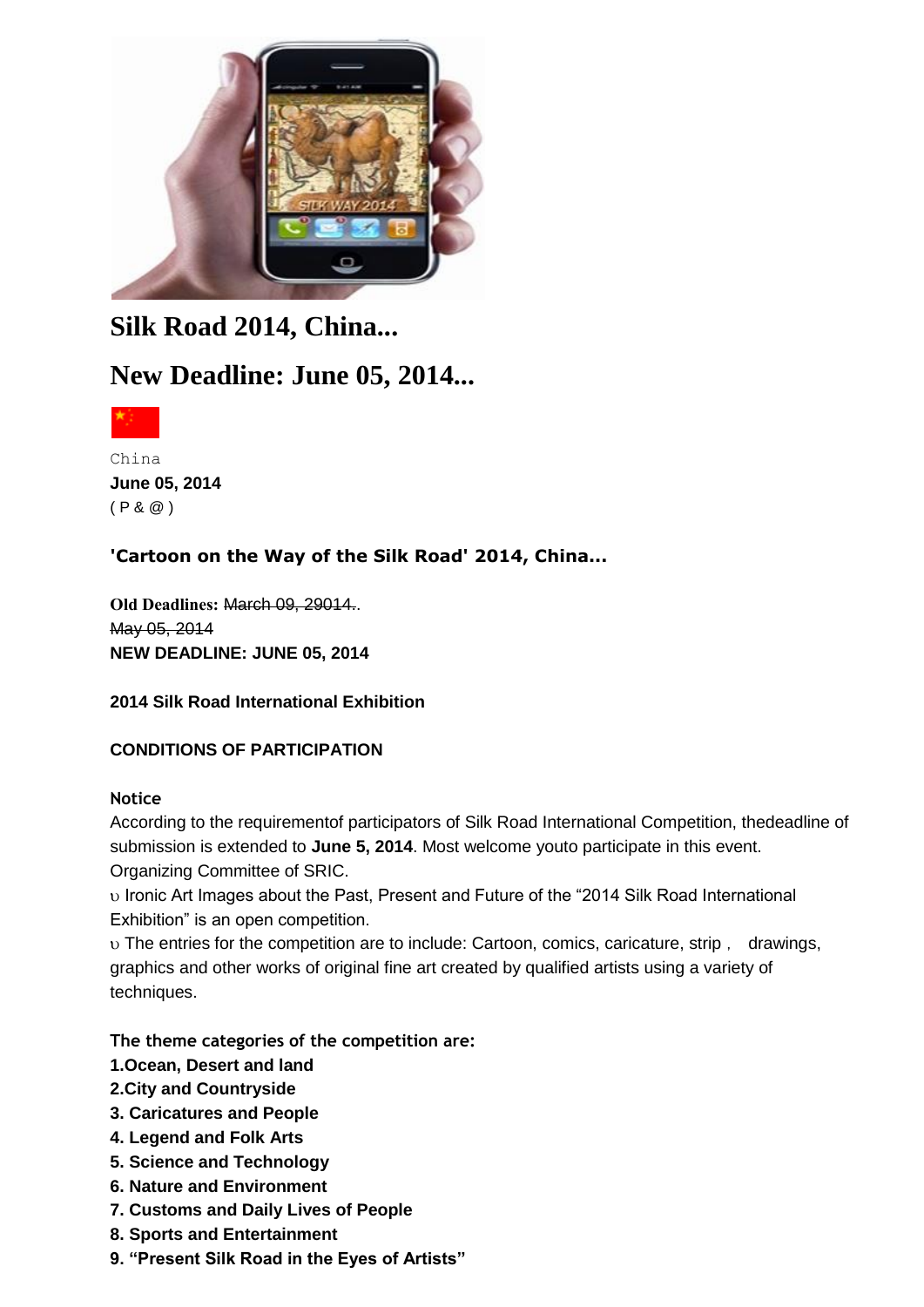# Silk Road 2014, China...

# New Deadline: June 05, 2014...

China
**June 05, 2014**
( P & @ )

### 'Cartoon on the Way of the Silk Road' 2014, China...

**Old Deadlines:** ~~March 09, 29014.~~.
~~May 05, 2014~~
**NEW DEADLINE: JUNE 05, 2014**

**2014 Silk Road International Exhibition**

**CONDITIONS OF PARTICIPATION**

**Notice**
According to the requirementof participators of Silk Road International Competition, thedeadline of submission is extended to **June 5, 2014**. Most welcome youto participate in this event.
Organizing Committee of SRIC.
υ Ironic Art Images about the Past, Present and Future of the “2014 Silk Road International Exhibition” is an open competition.
υ The entries for the competition are to include: Cartoon, comics, caricature, strip , drawings, graphics and other works of original fine art created by qualified artists using a variety of techniques.

**The theme categories of the competition are:**
**1.Ocean, Desert and land**
**2.City and Countryside**
**3. Caricatures and People**
**4. Legend and Folk Arts**
**5. Science and Technology**
**6. Nature and Environment**
**7. Customs and Daily Lives of People**
**8. Sports and Entertainment**
**9. “Present Silk Road in the Eyes of Artists”**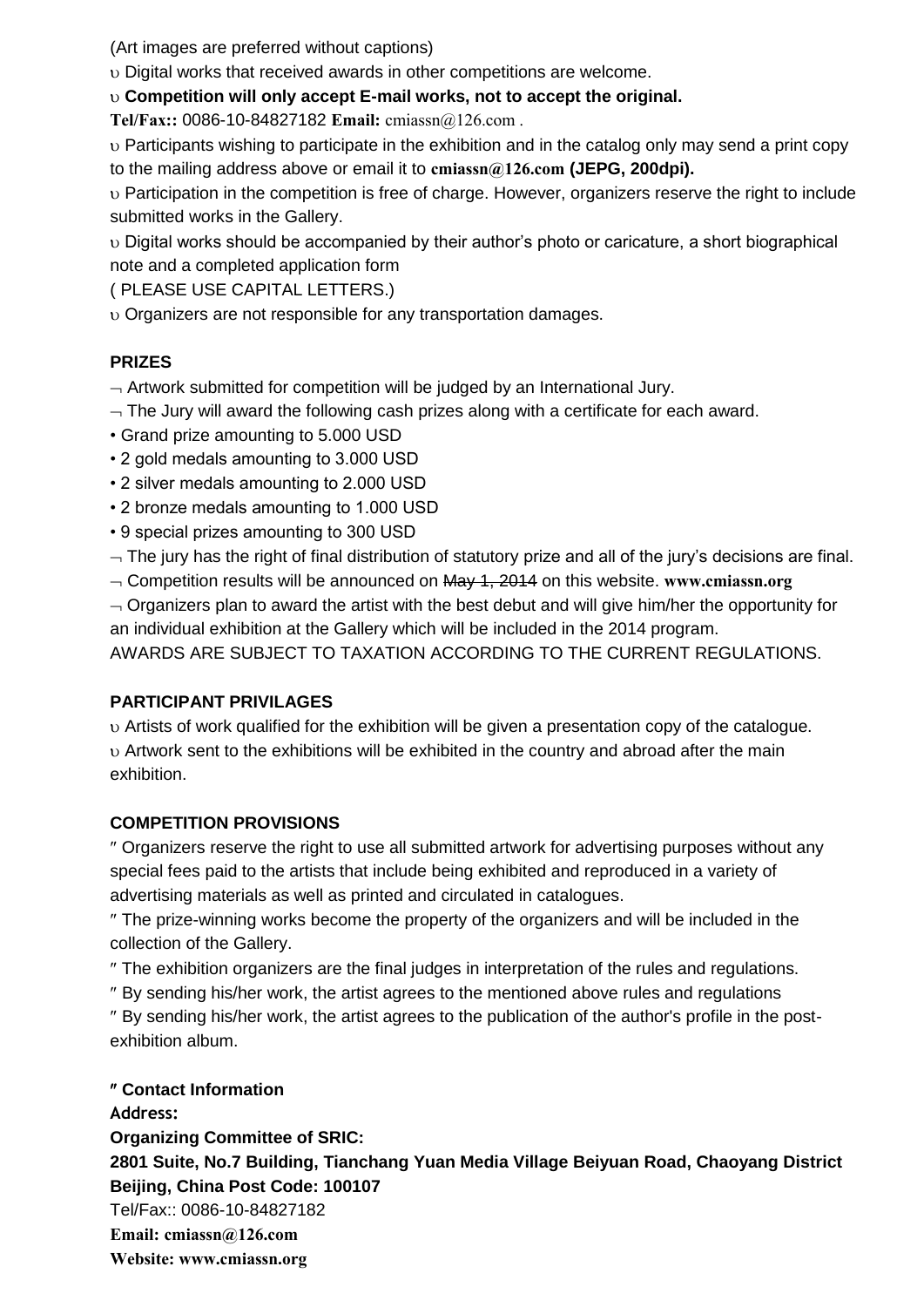(Art images are preferred without captions)

υ Digital works that received awards in other competitions are welcome.

υ **Competition will only accept E-mail works, not to accept the original.**

**Tel/Fax::** 0086-10-84827182 **Email:** cmiassn@126.com .

υ Participants wishing to participate in the exhibition and in the catalog only may send a print copy to the mailing address above or email it to **cmiassn@126.com (JEPG, 200dpi).**

υ Participation in the competition is free of charge. However, organizers reserve the right to include submitted works in the Gallery.

υ Digital works should be accompanied by their author's photo or caricature, a short biographical note and a completed application form

( PLEASE USE CAPITAL LETTERS.)

υ Organizers are not responsible for any transportation damages.

**PRIZES**

¬ Artwork submitted for competition will be judged by an International Jury.

¬ The Jury will award the following cash prizes along with a certificate for each award.

- Grand prize amounting to 5.000 USD
- 2 gold medals amounting to 3.000 USD
- 2 silver medals amounting to 2.000 USD
- 2 bronze medals amounting to 1.000 USD
- 9 special prizes amounting to 300 USD

¬ The jury has the right of final distribution of statutory prize and all of the jury's decisions are final.

¬ Competition results will be announced on ~~May 1, 2014~~ on this website. **www.cmiassn.org**

¬ Organizers plan to award the artist with the best debut and will give him/her the opportunity for an individual exhibition at the Gallery which will be included in the 2014 program.

AWARDS ARE SUBJECT TO TAXATION ACCORDING TO THE CURRENT REGULATIONS.

**PARTICIPANT PRIVILAGES**

υ Artists of work qualified for the exhibition will be given a presentation copy of the catalogue.

υ Artwork sent to the exhibitions will be exhibited in the country and abroad after the main exhibition.

**COMPETITION PROVISIONS**

″ Organizers reserve the right to use all submitted artwork for advertising purposes without any special fees paid to the artists that include being exhibited and reproduced in a variety of advertising materials as well as printed and circulated in catalogues.

″ The prize-winning works become the property of the organizers and will be included in the collection of the Gallery.

″ The exhibition organizers are the final judges in interpretation of the rules and regulations.

″ By sending his/her work, the artist agrees to the mentioned above rules and regulations

″ By sending his/her work, the artist agrees to the publication of the author's profile in the post-exhibition album.

″ **Contact Information**

**Address:**

**Organizing Committee of SRIC:**

**2801 Suite, No.7 Building, Tianchang Yuan Media Village Beiyuan Road, Chaoyang District Beijing, China Post Code: 100107**

Tel/Fax:: 0086-10-84827182

**Email: cmiassn@126.com**

**Website: www.cmiassn.org**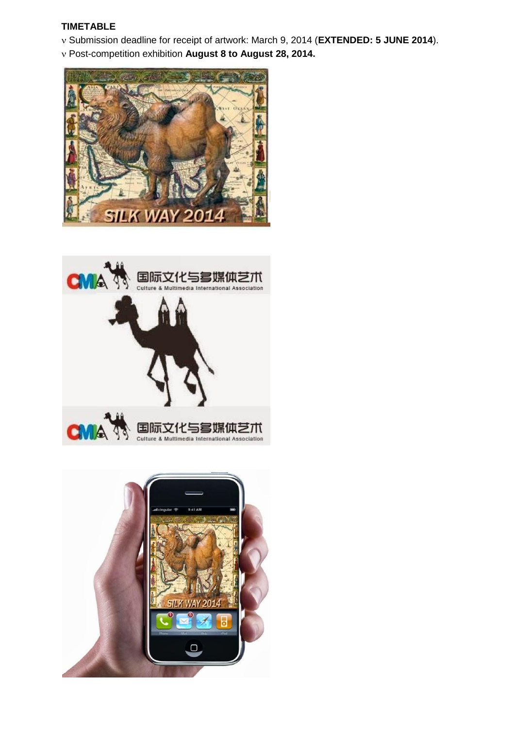**TIMETABLE**

ν Submission deadline for receipt of artwork: March 9, 2014 (**EXTENDED: 5 JUNE 2014**).

ν Post-competition exhibition **August 8 to August 28, 2014.**